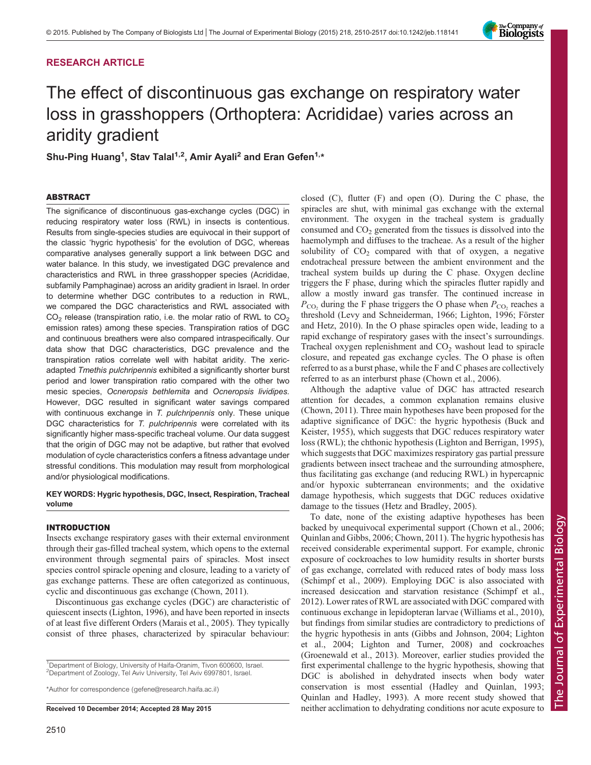RESEARCH ARTICLE

# The effect of discontinuous gas exchange on respiratory water loss in grasshoppers (Orthoptera: Acrididae) varies across an aridity gradient

**Shu-Ping Huang[1], Stav Talal[1,2], Amir Ayali[2] and Eran Gefen[1,*]**

## ABSTRACT

The significance of discontinuous gas-exchange cycles (DGC) in reducing respiratory water loss (RWL) in insects is contentious. Results from single-species studies are equivocal in their support of the classic 'hygric hypothesis' for the evolution of DGC, whereas comparative analyses generally support a link between DGC and water balance. In this study, we investigated DGC prevalence and characteristics and RWL in three grasshopper species (Acrididae, subfamily Pamphaginae) across an aridity gradient in Israel. In order to determine whether DGC contributes to a reduction in RWL, we compared the DGC characteristics and RWL associated with $CO_2$ release (transpiration ratio, i.e. the molar ratio of RWL to $CO_2$ emission rates) among these species. Transpiration ratios of DGC and continuous breathers were also compared intraspecifically. Our data show that DGC characteristics, DGC prevalence and the transpiration ratios correlate well with habitat aridity. The xeric-adapted *Tmethis pulchripennis* exhibited a significantly shorter burst period and lower transpiration ratio compared with the other two mesic species, *Ocneropsis bethlemita* and *Ocneropsis lividipes*. However, DGC resulted in significant water savings compared with continuous exchange in *T. pulchripennis* only. These unique DGC characteristics for *T. pulchripennis* were correlated with its significantly higher mass-specific tracheal volume. Our data suggest that the origin of DGC may not be adaptive, but rather that evolved modulation of cycle characteristics confers a fitness advantage under stressful conditions. This modulation may result from morphological and/or physiological modifications.

**KEY WORDS: Hygric hypothesis, DGC, Insect, Respiration, Tracheal volume**

## INTRODUCTION

Insects exchange respiratory gases with their external environment through their gas-filled tracheal system, which opens to the external environment through segmental pairs of spiracles. Most insect species control spiracle opening and closure, leading to a variety of gas exchange patterns. These are often categorized as continuous, cyclic and discontinuous gas exchange (Chown, 2011).

Discontinuous gas exchange cycles (DGC) are characteristic of quiescent insects (Lighton, 1996), and have been reported in insects of at least five different Orders (Marais et al., 2005). They typically consist of three phases, characterized by spiracular behaviour: closed (C), flutter (F) and open (O). During the C phase, the spiracles are shut, with minimal gas exchange with the external environment. The oxygen in the tracheal system is gradually consumed and $CO_2$ generated from the tissues is dissolved into the haemolymph and diffuses to the tracheae. As a result of the higher solubility of $CO_2$ compared with that of oxygen, a negative endotracheal pressure between the ambient environment and the tracheal system builds up during the C phase. Oxygen decline triggers the F phase, during which the spiracles flutter rapidly and allow a mostly inward gas transfer. The continued increase in $P_{CO_2}$ during the F phase triggers the O phase when $P_{CO_2}$ reaches a threshold (Levy and Schneiderman, 1966; Lighton, 1996; Förster and Hetz, 2010). In the O phase spiracles open wide, leading to a rapid exchange of respiratory gases with the insect's surroundings. Tracheal oxygen replenishment and $CO_2$ washout lead to spiracle closure, and repeated gas exchange cycles. The O phase is often referred to as a burst phase, while the F and C phases are collectively referred to as an interburst phase (Chown et al., 2006).

Although the adaptive value of DGC has attracted research attention for decades, a common explanation remains elusive (Chown, 2011). Three main hypotheses have been proposed for the adaptive significance of DGC: the hygric hypothesis (Buck and Keister, 1955), which suggests that DGC reduces respiratory water loss (RWL); the chthonic hypothesis (Lighton and Berrigan, 1995), which suggests that DGC maximizes respiratory gas partial pressure gradients between insect tracheae and the surrounding atmosphere, thus facilitating gas exchange (and reducing RWL) in hypercapnic and/or hypoxic subterranean environments; and the oxidative damage hypothesis, which suggests that DGC reduces oxidative damage to the tissues (Hetz and Bradley, 2005).

To date, none of the existing adaptive hypotheses has been backed by unequivocal experimental support (Chown et al., 2006; Quinlan and Gibbs, 2006; Chown, 2011). The hygric hypothesis has received considerable experimental support. For example, chronic exposure of cockroaches to low humidity results in shorter bursts of gas exchange, correlated with reduced rates of body mass loss (Schimpf et al., 2009). Employing DGC is also associated with increased desiccation and starvation resistance (Schimpf et al., 2012). Lower rates of RWL are associated with DGC compared with continuous exchange in lepidopteran larvae (Williams et al., 2010), but findings from similar studies are contradictory to predictions of the hygric hypothesis in ants (Gibbs and Johnson, 2004; Lighton et al., 2004; Lighton and Turner, 2008) and cockroaches (Groenewald et al., 2013). Moreover, earlier studies provided the first experimental challenge to the hygric hypothesis, showing that DGC is abolished in dehydrated insects when body water conservation is most essential (Hadley and Quinlan, 1993; Quinlan and Hadley, 1993). A more recent study showed that neither acclimation to dehydrating conditions nor acute exposure to

[1]Department of Biology, University of Haifa-Oranim, Tivon 600600, Israel.
[2]Department of Zoology, Tel Aviv University, Tel Aviv 6997801, Israel.

*Author for correspondence (gefene@research.haifa.ac.il)

**Received 10 December 2014; Accepted 28 May 2015**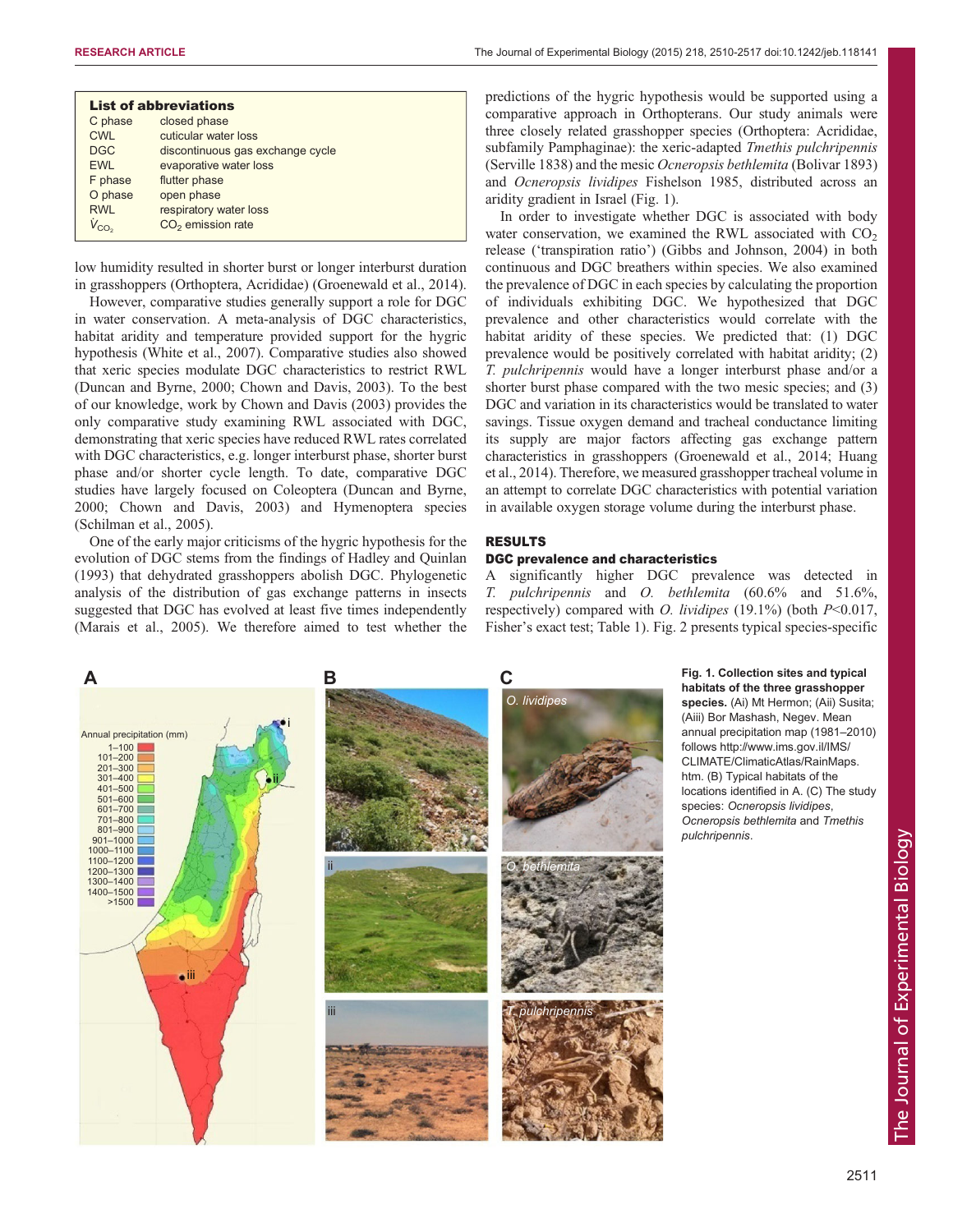**List of abbreviations**

| | |
|---|---|
| C phase | closed phase |
| CWL | cuticular water loss |
| DGC | discontinuous gas exchange cycle |
| EWL | evaporative water loss |
| F phase | flutter phase |
| O phase | open phase |
| RWL | respiratory water loss |
| $\dot{V}_{CO_2}$ | $CO_2$ emission rate |

low humidity resulted in shorter burst or longer interburst duration in grasshoppers (Orthoptera, Acrididae) (Groenewald et al., 2014).

However, comparative studies generally support a role for DGC in water conservation. A meta-analysis of DGC characteristics, habitat aridity and temperature provided support for the hygric hypothesis (White et al., 2007). Comparative studies also showed that xeric species modulate DGC characteristics to restrict RWL (Duncan and Byrne, 2000; Chown and Davis, 2003). To the best of our knowledge, work by Chown and Davis (2003) provides the only comparative study examining RWL associated with DGC, demonstrating that xeric species have reduced RWL rates correlated with DGC characteristics, e.g. longer interburst phase, shorter burst phase and/or shorter cycle length. To date, comparative DGC studies have largely focused on Coleoptera (Duncan and Byrne, 2000; Chown and Davis, 2003) and Hymenoptera species (Schilman et al., 2005).

One of the early major criticisms of the hygric hypothesis for the evolution of DGC stems from the findings of Hadley and Quinlan (1993) that dehydrated grasshoppers abolish DGC. Phylogenetic analysis of the distribution of gas exchange patterns in insects suggested that DGC has evolved at least five times independently (Marais et al., 2005). We therefore aimed to test whether the predictions of the hygric hypothesis would be supported using a comparative approach in Orthopterans. Our study animals were three closely related grasshopper species (Orthoptera: Acrididae, subfamily Pamphaginae): the xeric-adapted *Tmethis pulchripennis* (Serville 1838) and the mesic *Ocneropsis bethlemita* (Bolivar 1893) and *Ocneropsis lividipes* Fishelson 1985, distributed across an aridity gradient in Israel (Fig. 1).

In order to investigate whether DGC is associated with body water conservation, we examined the RWL associated with $CO_2$ release ('transpiration ratio') (Gibbs and Johnson, 2004) in both continuous and DGC breathers within species. We also examined the prevalence of DGC in each species by calculating the proportion of individuals exhibiting DGC. We hypothesized that DGC prevalence and other characteristics would correlate with the habitat aridity of these species. We predicted that: (1) DGC prevalence would be positively correlated with habitat aridity; (2) *T. pulchripennis* would have a longer interburst phase and/or a shorter burst phase compared with the two mesic species; and (3) DGC and variation in its characteristics would be translated to water savings. Tissue oxygen demand and tracheal conductance limiting its supply are major factors affecting gas exchange pattern characteristics in grasshoppers (Groenewald et al., 2014; Huang et al., 2014). Therefore, we measured grasshopper tracheal volume in an attempt to correlate DGC characteristics with potential variation in available oxygen storage volume during the interburst phase.

## RESULTS

### DGC prevalence and characteristics

A significantly higher DGC prevalence was detected in *T. pulchripennis* and *O. bethlemita* (60.6% and 51.6%, respectively) compared with *O. lividipes* (19.1%) (both $P<0.017$, Fisher's exact test; Table 1). Fig. 2 presents typical species-specific

**Fig. 1. Collection sites and typical habitats of the three grasshopper species.** (Ai) Mt Hermon; (Aii) Susita; (Aiii) Bor Mashash, Negev. Mean annual precipitation map (1981–2010) follows http://www.ims.gov.il/IMS/CLIMATE/ClimaticAtlas/RainMaps.htm. (B) Typical habitats of the locations identified in A. (C) The study species: *Ocneropsis lividipes*, *Ocneropsis bethlemita* and *Tmethis pulchripennis*.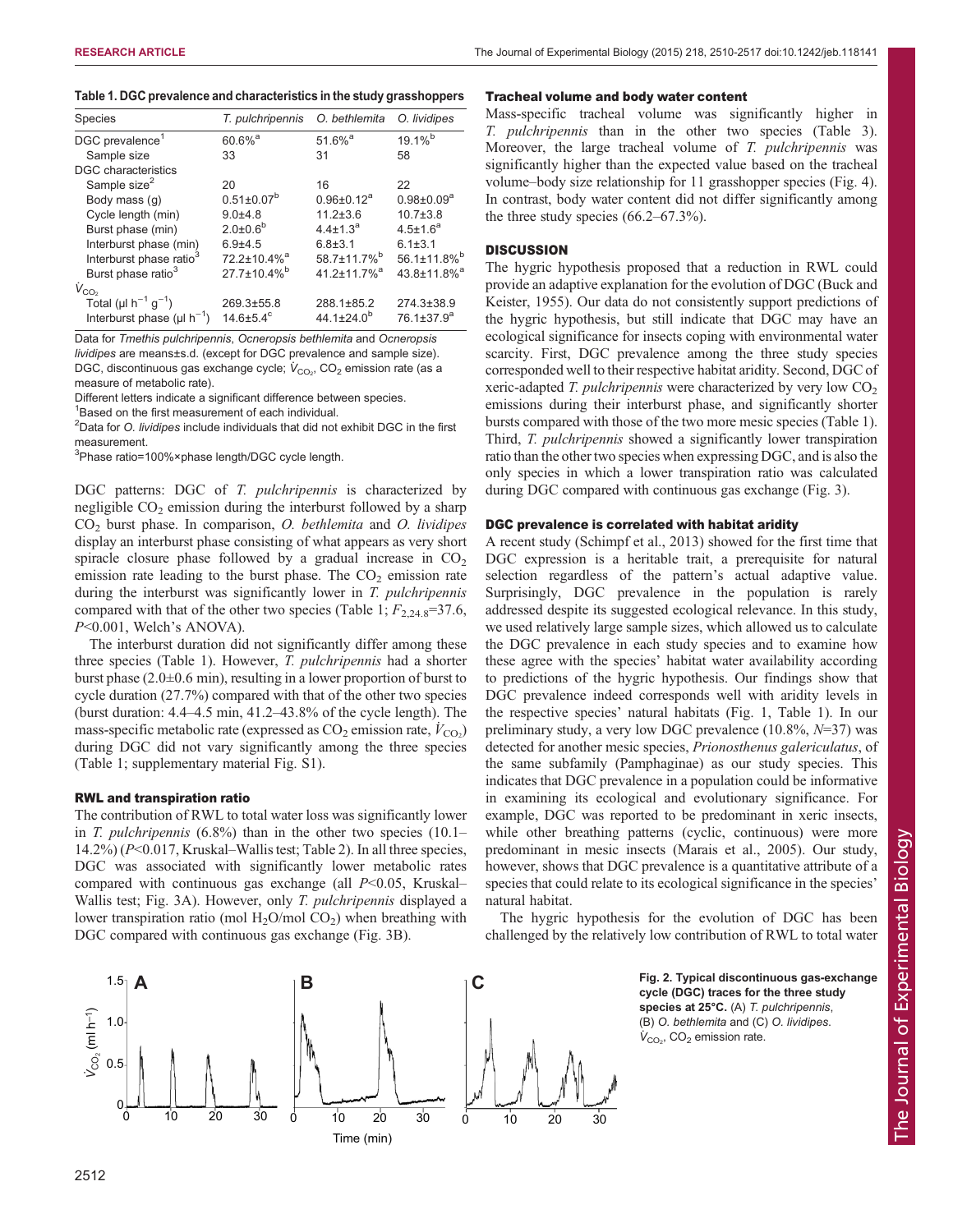**Table 1. DGC prevalence and characteristics in the study grasshoppers**

| Species | *T. pulchripennis* | *O. bethlemita* | *O. lividipes* |
|---|---|---|---|
| DGC prevalence[1] | 60.6%[a] | 51.6%[a] | 19.1%[b] |
| Sample size | 33 | 31 | 58 |
| DGC characteristics | | | |
| Sample size[2] | 20 | 16 | 22 |
| Body mass (g) | 0.51±0.07[b] | 0.96±0.12[a] | 0.98±0.09[a] |
| Cycle length (min) | 9.0±4.8 | 11.2±3.6 | 10.7±3.8 |
| Burst phase (min) | 2.0±0.6[b] | 4.4±1.3[a] | 4.5±1.6[a] |
| Interburst phase (min) | 6.9±4.5 | 6.8±3.1 | 6.1±3.1 |
| Interburst phase ratio[3] | 72.2±10.4%[a] | 58.7±11.7%[b] | 56.1±11.8%[b] |
| Burst phase ratio[3] | 27.7±10.4%[b] | 41.2±11.7%[a] | 43.8±11.8%[a] |
| $\dot{V}_{CO_2}$ | | | |
| Total (μl $h^{-1}$ $g^{-1}$) | 269.3±55.8 | 288.1±85.2 | 274.3±38.9 |
| Interburst phase (μl $h^{-1}$) | 14.6±5.4[c] | 44.1±24.0[b] | 76.1±37.9[a] |

Data for *Tmethis pulchripennis*, *Ocneropsis bethlemita* and *Ocneropsis lividipes* are means±s.d. (except for DGC prevalence and sample size). DGC, discontinuous gas exchange cycle; $\dot{V}_{CO_2}$, $CO_2$ emission rate (as a measure of metabolic rate).

Different letters indicate a significant difference between species.

[1]Based on the first measurement of each individual.

[2]Data for *O. lividipes* include individuals that did not exhibit DGC in the first measurement.

[3]Phase ratio=100%×phase length/DGC cycle length.

DGC patterns: DGC of *T. pulchripennis* is characterized by negligible $CO_2$ emission during the interburst followed by a sharp $CO_2$ burst phase. In comparison, *O. bethlemita* and *O. lividipes* display an interburst phase consisting of what appears as very short spiracle closure phase followed by a gradual increase in $CO_2$ emission rate leading to the burst phase. The $CO_2$ emission rate during the interburst was significantly lower in *T. pulchripennis* compared with that of the other two species (Table 1; $F_{2,24.8}$=37.6, $P$<0.001, Welch's ANOVA).

The interburst duration did not significantly differ among these three species (Table 1). However, *T. pulchripennis* had a shorter burst phase (2.0±0.6 min), resulting in a lower proportion of burst to cycle duration (27.7%) compared with that of the other two species (burst duration: 4.4–4.5 min, 41.2–43.8% of the cycle length). The mass-specific metabolic rate (expressed as $CO_2$ emission rate, $\dot{V}_{CO_2}$) during DGC did not vary significantly among the three species (Table 1; supplementary material Fig. S1).

### RWL and transpiration ratio

The contribution of RWL to total water loss was significantly lower in *T. pulchripennis* (6.8%) than in the other two species (10.1–14.2%) ($P$<0.017, Kruskal–Wallis test; Table 2). In all three species, DGC was associated with significantly lower metabolic rates compared with continuous gas exchange (all $P$<0.05, Kruskal–Wallis test; Fig. 3A). However, only *T. pulchripennis* displayed a lower transpiration ratio (mol $H_2O$/mol $CO_2$) when breathing with DGC compared with continuous gas exchange (Fig. 3B).

### Tracheal volume and body water content

Mass-specific tracheal volume was significantly higher in *T. pulchripennis* than in the other two species (Table 3). Moreover, the large tracheal volume of *T. pulchripennis* was significantly higher than the expected value based on the tracheal volume–body size relationship for 11 grasshopper species (Fig. 4). In contrast, body water content did not differ significantly among the three study species (66.2–67.3%).

## DISCUSSION

The hygric hypothesis proposed that a reduction in RWL could provide an adaptive explanation for the evolution of DGC (Buck and Keister, 1955). Our data do not consistently support predictions of the hygric hypothesis, but still indicate that DGC may have an ecological significance for insects coping with environmental water scarcity. First, DGC prevalence among the three study species corresponded well to their respective habitat aridity. Second, DGC of xeric-adapted *T. pulchripennis* were characterized by very low $CO_2$ emissions during their interburst phase, and significantly shorter bursts compared with those of the two more mesic species (Table 1). Third, *T. pulchripennis* showed a significantly lower transpiration ratio than the other two species when expressing DGC, and is also the only species in which a lower transpiration ratio was calculated during DGC compared with continuous gas exchange (Fig. 3).

### DGC prevalence is correlated with habitat aridity

A recent study (Schimpf et al., 2013) showed for the first time that DGC expression is a heritable trait, a prerequisite for natural selection regardless of the pattern's actual adaptive value. Surprisingly, DGC prevalence in the population is rarely addressed despite its suggested ecological relevance. In this study, we used relatively large sample sizes, which allowed us to calculate the DGC prevalence in each study species and to examine how these agree with the species' habitat water availability according to predictions of the hygric hypothesis. Our findings show that DGC prevalence indeed corresponds well with aridity levels in the respective species' natural habitats (Fig. 1, Table 1). In our preliminary study, a very low DGC prevalence (10.8%, $N$=37) was detected for another mesic species, *Prionosthenus galericulatus*, of the same subfamily (Pamphaginae) as our study species. This indicates that DGC prevalence in a population could be informative in examining its ecological and evolutionary significance. For example, DGC was reported to be predominant in xeric insects, while other breathing patterns (cyclic, continuous) were more predominant in mesic insects (Marais et al., 2005). Our study, however, shows that DGC prevalence is a quantitative attribute of a species that could relate to its ecological significance in the species' natural habitat.

The hygric hypothesis for the evolution of DGC has been challenged by the relatively low contribution of RWL to total water

**Fig. 2. Typical discontinuous gas-exchange cycle (DGC) traces for the three study species at 25°C.** (A) *T. pulchripennis*, (B) *O. bethlemita* and (C) *O. lividipes*. $\dot{V}_{CO_2}$, $CO_2$ emission rate.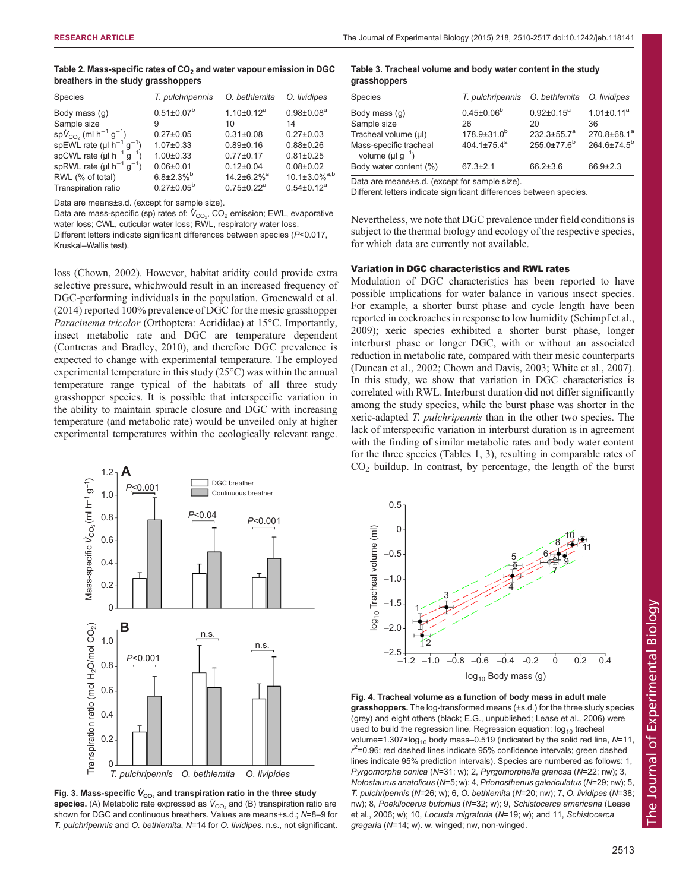**Table 2. Mass-specific rates of $CO_2$ and water vapour emission in DGC breathers in the study grasshoppers**

| Species | *T. pulchripennis* | *O. bethlemita* | *O. lividipes* |
|---|---|---|---|
| Body mass (g) | 0.51±0.07[b] | 1.10±0.12[a] | 0.98±0.08[a] |
| Sample size | 9 | 10 | 14 |
| sp$\dot{V}_{CO_2}$ (ml $h^{-1}$ $g^{-1}$) | 0.27±0.05 | 0.31±0.08 | 0.27±0.03 |
| spEWL rate (µl $h^{-1}$ $g^{-1}$) | 1.07±0.33 | 0.89±0.16 | 0.88±0.26 |
| spCWL rate (µl $h^{-1}$ $g^{-1}$) | 1.00±0.33 | 0.77±0.17 | 0.81±0.25 |
| spRWL rate (µl $h^{-1}$ $g^{-1}$) | 0.06±0.01 | 0.12±0.04 | 0.08±0.02 |
| RWL (% of total) | 6.8±2.3%[b] | 14.2±6.2%[a] | 10.1±3.0%[a,b] |
| Transpiration ratio | 0.27±0.05[b] | 0.75±0.22[a] | 0.54±0.12[a] |

Data are means±s.d. (except for sample size).

Data are mass-specific (sp) rates of: $\dot{V}_{CO_2}$, $CO_2$ emission; EWL, evaporative water loss; CWL, cuticular water loss; RWL, respiratory water loss.

Different letters indicate significant differences between species ($P$<0.017, Kruskal–Wallis test).

loss (Chown, 2002). However, habitat aridity could provide extra selective pressure, whichwould result in an increased frequency of DGC-performing individuals in the population. Groenewald et al. (2014) reported 100% prevalence of DGC for the mesic grasshopper *Paracinema tricolor* (Orthoptera: Acrididae) at 15°C. Importantly, insect metabolic rate and DGC are temperature dependent (Contreras and Bradley, 2010), and therefore DGC prevalence is expected to change with experimental temperature. The employed experimental temperature in this study (25°C) was within the annual temperature range typical of the habitats of all three study grasshopper species. It is possible that interspecific variation in the ability to maintain spiracle closure and DGC with increasing temperature (and metabolic rate) would be unveiled only at higher experimental temperatures within the ecologically relevant range.

**Fig. 3. Mass-specific $\dot{V}_{CO_2}$ and transpiration ratio in the three study species.** (A) Metabolic rate expressed as $\dot{V}_{CO_2}$ and (B) transpiration ratio are shown for DGC and continuous breathers. Values are means+s.d.; $N$=8–9 for *T. pulchripennis* and *O. bethlemita*, $N$=14 for *O. lividipes*. n.s., not significant.

**Table 3. Tracheal volume and body water content in the study grasshoppers**

| Species | *T. pulchripennis* | *O. bethlemita* | *O. lividipes* |
|---|---|---|---|
| Body mass (g) | 0.45±0.06[b] | 0.92±0.15[a] | 1.01±0.11[a] |
| Sample size | 26 | 20 | 36 |
| Tracheal volume (µl) | 178.9±31.0[b] | 232.3±55.7[a] | 270.8±68.1[a] |
| Mass-specific tracheal volume (µl $g^{-1}$) | 404.1±75.4[a] | 255.0±77.6[b] | 264.6±74.5[b] |
| Body water content (%) | 67.3±2.1 | 66.2±3.6 | 66.9±2.3 |

Data are means±s.d. (except for sample size).

Different letters indicate significant differences between species.

Nevertheless, we note that DGC prevalence under field conditions is subject to the thermal biology and ecology of the respective species, for which data are currently not available.

### Variation in DGC characteristics and RWL rates

Modulation of DGC characteristics has been reported to have possible implications for water balance in various insect species. For example, a shorter burst phase and cycle length have been reported in cockroaches in response to low humidity (Schimpf et al., 2009); xeric species exhibited a shorter burst phase, longer interburst phase or longer DGC, with or without an associated reduction in metabolic rate, compared with their mesic counterparts (Duncan et al., 2002; Chown and Davis, 2003; White et al., 2007). In this study, we show that variation in DGC characteristics is correlated with RWL. Interburst duration did not differ significantly among the study species, while the burst phase was shorter in the xeric-adapted *T. pulchripennis* than in the other two species. The lack of interspecific variation in interburst duration is in agreement with the finding of similar metabolic rates and body water content for the three species (Tables 1, 3), resulting in comparable rates of $CO_2$ buildup. In contrast, by percentage, the length of the burst

**Fig. 4. Tracheal volume as a function of body mass in adult male grasshoppers.** The log-transformed means (±s.d.) for the three study species (grey) and eight others (black; E.G., unpublished; Lease et al., 2006) were used to build the regression line. Regression equation: $\log_{10}$ tracheal volume=1.307×$\log_{10}$ body mass–0.519 (indicated by the solid red line, $N$=11, $r^2$=0.96; red dashed lines indicate 95% confidence intervals; green dashed lines indicate 95% prediction intervals). Species are numbered as follows: 1, *Pyrgomorpha conica* ($N$=31; w); 2, *Pyrgomorphella granosa* ($N$=22; nw); 3, *Notostaurus anatolicus* ($N$=5; w); 4, *Prionosthenus galericulatus* ($N$=29; nw); 5, *T. pulchripennis* ($N$=26; w); 6, *O. bethlemita* ($N$=20; nw); 7, *O. lividipes* ($N$=38; nw); 8, *Poekilocerus bufonius* ($N$=32; w); 9, *Schistocerca americana* (Lease et al., 2006; w); 10, *Locusta migratoria* ($N$=19; w); and 11, *Schistocerca gregaria* ($N$=14; w). w, winged; nw, non-winged.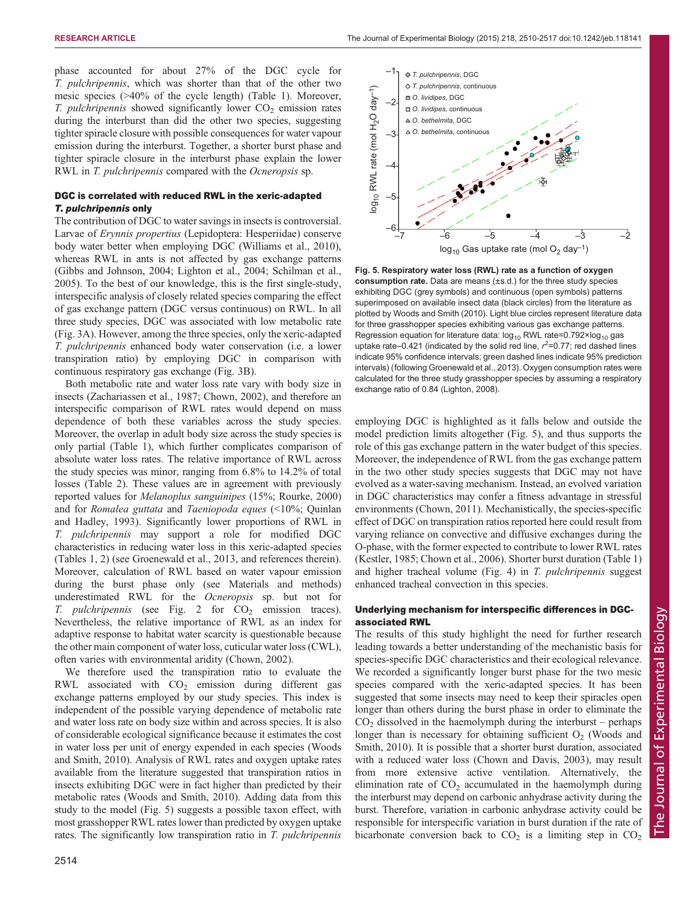phase accounted for about 27% of the DGC cycle for *T. pulchripennis*, which was shorter than that of the other two mesic species (>40% of the cycle length) (Table 1). Moreover, *T. pulchripennis* showed significantly lower $CO_2$ emission rates during the interburst than did the other two species, suggesting tighter spiracle closure with possible consequences for water vapour emission during the interburst. Together, a shorter burst phase and tighter spiracle closure in the interburst phase explain the lower RWL in *T. pulchripennis* compared with the *Ocneropsis* sp.

### DGC is correlated with reduced RWL in the xeric-adapted *T. pulchripennis* only

The contribution of DGC to water savings in insects is controversial. Larvae of *Erynnis propertius* (Lepidoptera: Hesperiidae) conserve body water better when employing DGC (Williams et al., 2010), whereas RWL in ants is not affected by gas exchange patterns (Gibbs and Johnson, 2004; Lighton et al., 2004; Schilman et al., 2005). To the best of our knowledge, this is the first single-study, interspecific analysis of closely related species comparing the effect of gas exchange pattern (DGC versus continuous) on RWL. In all three study species, DGC was associated with low metabolic rate (Fig. 3A). However, among the three species, only the xeric-adapted *T. pulchripennis* enhanced body water conservation (i.e. a lower transpiration ratio) by employing DGC in comparison with continuous respiratory gas exchange (Fig. 3B).

Both metabolic rate and water loss rate vary with body size in insects (Zachariassen et al., 1987; Chown, 2002), and therefore an interspecific comparison of RWL rates would depend on mass dependence of both these variables across the study species. Moreover, the overlap in adult body size across the study species is only partial (Table 1), which further complicates comparison of absolute water loss rates. The relative importance of RWL across the study species was minor, ranging from 6.8% to 14.2% of total losses (Table 2). These values are in agreement with previously reported values for *Melanoplus sanguinipes* (15%; Rourke, 2000) and for *Romalea guttata* and *Taeniopoda eques* (<10%; Quinlan and Hadley, 1993). Significantly lower proportions of RWL in *T. pulchripennis* may support a role for modified DGC characteristics in reducing water loss in this xeric-adapted species (Tables 1, 2) (see Groenewald et al., 2013, and references therein). Moreover, calculation of RWL based on water vapour emission during the burst phase only (see Materials and methods) underestimated RWL for the *Ocneropsis* sp. but not for *T. pulchripennis* (see Fig. 2 for $CO_2$ emission traces). Nevertheless, the relative importance of RWL as an index for adaptive response to habitat water scarcity is questionable because the other main component of water loss, cuticular water loss (CWL), often varies with environmental aridity (Chown, 2002).

We therefore used the transpiration ratio to evaluate the RWL associated with $CO_2$ emission during different gas exchange patterns employed by our study species. This index is independent of the possible varying dependence of metabolic rate and water loss rate on body size within and across species. It is also of considerable ecological significance because it estimates the cost in water loss per unit of energy expended in each species (Woods and Smith, 2010). Analysis of RWL rates and oxygen uptake rates available from the literature suggested that transpiration ratios in insects exhibiting DGC were in fact higher than predicted by their metabolic rates (Woods and Smith, 2010). Adding data from this study to the model (Fig. 5) suggests a possible taxon effect, with most grasshopper RWL rates lower than predicted by oxygen uptake rates. The significantly low transpiration ratio in *T. pulchripennis* employing DGC is highlighted as it falls below and outside the model prediction limits altogether (Fig. 5), and thus supports the role of this gas exchange pattern in the water budget of this species. Moreover, the independence of RWL from the gas exchange pattern in the two other study species suggests that DGC may not have evolved as a water-saving mechanism. Instead, an evolved variation in DGC characteristics may confer a fitness advantage in stressful environments (Chown, 2011). Mechanistically, the species-specific effect of DGC on transpiration ratios reported here could result from varying reliance on convective and diffusive exchanges during the O-phase, with the former expected to contribute to lower RWL rates (Kestler, 1985; Chown et al., 2006). Shorter burst duration (Table 1) and higher tracheal volume (Fig. 4) in *T. pulchripennis* suggest enhanced tracheal convection in this species.

**Fig. 5. Respiratory water loss (RWL) rate as a function of oxygen consumption rate.** Data are means (±s.d.) for the three study species exhibiting DGC (grey symbols) and continuous (open symbols) patterns superimposed on available insect data (black circles) from the literature as plotted by Woods and Smith (2010). Light blue circles represent literature data for three grasshopper species exhibiting various gas exchange patterns. Regression equation for literature data: $\log_{10}$ RWL rate=0.792×$\log_{10}$ gas uptake rate–0.421 (indicated by the solid red line, $r^2$=0.77; red dashed lines indicate 95% confidence intervals; green dashed lines indicate 95% prediction intervals) (following Groenewald et al., 2013). Oxygen consumption rates were calculated for the three study grasshopper species by assuming a respiratory exchange ratio of 0.84 (Lighton, 2008).

### Underlying mechanism for interspecific differences in DGC-associated RWL

The results of this study highlight the need for further research leading towards a better understanding of the mechanistic basis for species-specific DGC characteristics and their ecological relevance. We recorded a significantly longer burst phase for the two mesic species compared with the xeric-adapted species. It has been suggested that some insects may need to keep their spiracles open longer than others during the burst phase in order to eliminate the $CO_2$ dissolved in the haemolymph during the interburst – perhaps longer than is necessary for obtaining sufficient $O_2$ (Woods and Smith, 2010). It is possible that a shorter burst duration, associated with a reduced water loss (Chown and Davis, 2003), may result from more extensive active ventilation. Alternatively, the elimination rate of $CO_2$ accumulated in the haemolymph during the interburst may depend on carbonic anhydrase activity during the burst. Therefore, variation in carbonic anhydrase activity could be responsible for interspecific variation in burst duration if the rate of bicarbonate conversion back to $CO_2$ is a limiting step in $CO_2$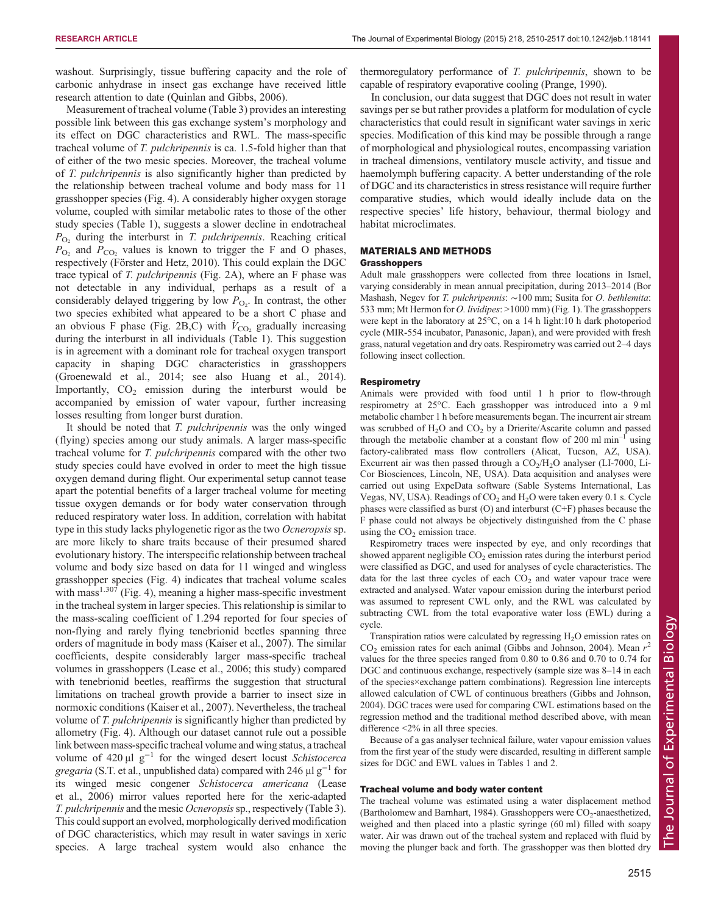washout. Surprisingly, tissue buffering capacity and the role of carbonic anhydrase in insect gas exchange have received little research attention to date (Quinlan and Gibbs, 2006).

Measurement of tracheal volume (Table 3) provides an interesting possible link between this gas exchange system's morphology and its effect on DGC characteristics and RWL. The mass-specific tracheal volume of *T. pulchripennis* is ca. 1.5-fold higher than that of either of the two mesic species. Moreover, the tracheal volume of *T. pulchripennis* is also significantly higher than predicted by the relationship between tracheal volume and body mass for 11 grasshopper species (Fig. 4). A considerably higher oxygen storage volume, coupled with similar metabolic rates to those of the other study species (Table 1), suggests a slower decline in endotracheal $P_{O_2}$ during the interburst in *T. pulchripennis*. Reaching critical $P_{O_2}$ and $P_{CO_2}$ values is known to trigger the F and O phases, respectively (Förster and Hetz, 2010). This could explain the DGC trace typical of *T. pulchripennis* (Fig. 2A), where an F phase was not detectable in any individual, perhaps as a result of a considerably delayed triggering by low $P_{O_2}$. In contrast, the other two species exhibited what appeared to be a short C phase and an obvious F phase (Fig. 2B,C) with $\dot{V}_{CO_2}$ gradually increasing during the interburst in all individuals (Table 1). This suggestion is in agreement with a dominant role for tracheal oxygen transport capacity in shaping DGC characteristics in grasshoppers (Groenewald et al., 2014; see also Huang et al., 2014). Importantly, $CO_2$ emission during the interburst would be accompanied by emission of water vapour, further increasing losses resulting from longer burst duration.

It should be noted that *T. pulchripennis* was the only winged (flying) species among our study animals. A larger mass-specific tracheal volume for *T. pulchripennis* compared with the other two study species could have evolved in order to meet the high tissue oxygen demand during flight. Our experimental setup cannot tease apart the potential benefits of a larger tracheal volume for meeting tissue oxygen demands or for body water conservation through reduced respiratory water loss. In addition, correlation with habitat type in this study lacks phylogenetic rigor as the two *Ocneropsis* sp. are more likely to share traits because of their presumed shared evolutionary history. The interspecific relationship between tracheal volume and body size based on data for 11 winged and wingless grasshopper species (Fig. 4) indicates that tracheal volume scales with $\text{mass}^{1.307}$ (Fig. 4), meaning a higher mass-specific investment in the tracheal system in larger species. This relationship is similar to the mass-scaling coefficient of 1.294 reported for four species of non-flying and rarely flying tenebrionid beetles spanning three orders of magnitude in body mass (Kaiser et al., 2007). The similar coefficients, despite considerably larger mass-specific tracheal volumes in grasshoppers (Lease et al., 2006; this study) compared with tenebrionid beetles, reaffirms the suggestion that structural limitations on tracheal growth provide a barrier to insect size in normoxic conditions (Kaiser et al., 2007). Nevertheless, the tracheal volume of *T. pulchripennis* is significantly higher than predicted by allometry (Fig. 4). Although our dataset cannot rule out a possible link between mass-specific tracheal volume and wing status, a tracheal volume of 420 µl $g^{-1}$ for the winged desert locust *Schistocerca gregaria* (S.T. et al., unpublished data) compared with 246 µl $g^{-1}$ for its winged mesic congener *Schistocerca americana* (Lease et al., 2006) mirror values reported here for the xeric-adapted *T. pulchripennis* and the mesic *Ocneropsis* sp., respectively (Table 3). This could support an evolved, morphologically derived modification of DGC characteristics, which may result in water savings in xeric species. A large tracheal system would also enhance the thermoregulatory performance of *T. pulchripennis*, shown to be capable of respiratory evaporative cooling (Prange, 1990).

In conclusion, our data suggest that DGC does not result in water savings per se but rather provides a platform for modulation of cycle characteristics that could result in significant water savings in xeric species. Modification of this kind may be possible through a range of morphological and physiological routes, encompassing variation in tracheal dimensions, ventilatory muscle activity, and tissue and haemolymph buffering capacity. A better understanding of the role of DGC and its characteristics in stress resistance will require further comparative studies, which would ideally include data on the respective species' life history, behaviour, thermal biology and habitat microclimates.

## MATERIALS AND METHODS

### Grasshoppers

Adult male grasshoppers were collected from three locations in Israel, varying considerably in mean annual precipitation, during 2013–2014 (Bor Mashash, Negev for *T. pulchripennis*: ∼100 mm; Susita for *O. bethlemita*: 533 mm; Mt Hermon for *O. lividipes*: >1000 mm) (Fig. 1). The grasshoppers were kept in the laboratory at 25°C, on a 14 h light:10 h dark photoperiod cycle (MIR-554 incubator, Panasonic, Japan), and were provided with fresh grass, natural vegetation and dry oats. Respirometry was carried out 2–4 days following insect collection.

### Respirometry

Animals were provided with food until 1 h prior to flow-through respirometry at 25°C. Each grasshopper was introduced into a 9 ml metabolic chamber 1 h before measurements began. The incurrent air stream was scrubbed of $H_2O$ and $CO_2$ by a Drierite/Ascarite column and passed through the metabolic chamber at a constant flow of 200 ml $min^{-1}$ using factory-calibrated mass flow controllers (Alicat, Tucson, AZ, USA). Excurrent air was then passed through a $CO_2$/$H_2O$ analyser (LI-7000, Li-Cor Biosciences, Lincoln, NE, USA). Data acquisition and analyses were carried out using ExpeData software (Sable Systems International, Las Vegas, NV, USA). Readings of $CO_2$ and $H_2O$ were taken every 0.1 s. Cycle phases were classified as burst (O) and interburst (C+F) phases because the F phase could not always be objectively distinguished from the C phase using the $CO_2$ emission trace.

Respirometry traces were inspected by eye, and only recordings that showed apparent negligible $CO_2$ emission rates during the interburst period were classified as DGC, and used for analyses of cycle characteristics. The data for the last three cycles of each $CO_2$ and water vapour trace were extracted and analysed. Water vapour emission during the interburst period was assumed to represent CWL only, and the RWL was calculated by subtracting CWL from the total evaporative water loss (EWL) during a cycle.

Transpiration ratios were calculated by regressing $H_2O$ emission rates on $CO_2$ emission rates for each animal (Gibbs and Johnson, 2004). Mean $r^2$ values for the three species ranged from 0.80 to 0.86 and 0.70 to 0.74 for DGC and continuous exchange, respectively (sample size was 8–14 in each of the species×exchange pattern combinations). Regression line intercepts allowed calculation of CWL of continuous breathers (Gibbs and Johnson, 2004). DGC traces were used for comparing CWL estimations based on the regression method and the traditional method described above, with mean difference <2% in all three species.

Because of a gas analyser technical failure, water vapour emission values from the first year of the study were discarded, resulting in different sample sizes for DGC and EWL values in Tables 1 and 2.

### Tracheal volume and body water content

The tracheal volume was estimated using a water displacement method (Bartholomew and Barnhart, 1984). Grasshoppers were $CO_2$-anaesthetized, weighed and then placed into a plastic syringe (60 ml) filled with soapy water. Air was drawn out of the tracheal system and replaced with fluid by moving the plunger back and forth. The grasshopper was then blotted dry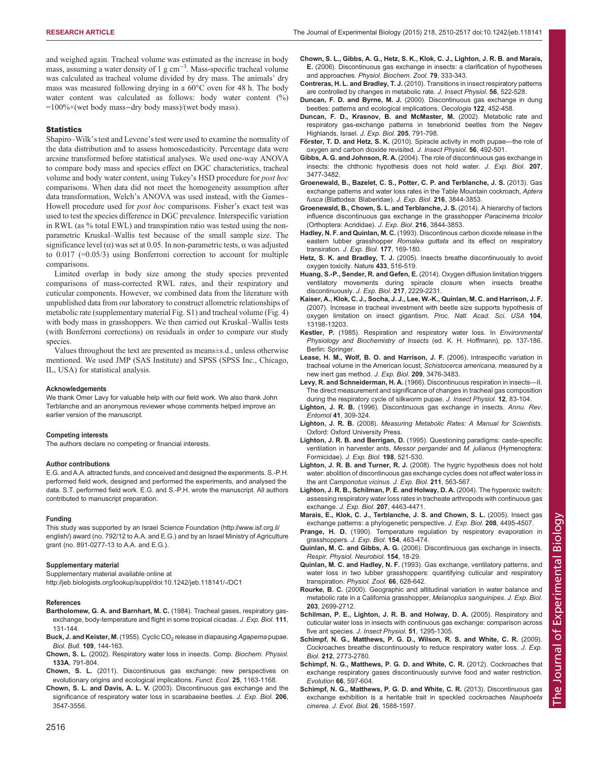and weighed again. Tracheal volume was estimated as the increase in body mass, assuming a water density of 1 g $cm^{-3}$. Mass-specific tracheal volume was calculated as tracheal volume divided by dry mass. The animals' dry mass was measured following drying in a 60°C oven for 48 h. The body water content was calculated as follows: body water content (%) =100%×(wet body mass−dry body mass)/(wet body mass).

### Statistics

Shapiro–Wilk's test and Levene's test were used to examine the normality of the data distribution and to assess homoscedasticity. Percentage data were arcsine transformed before statistical analyses. We used one-way ANOVA to compare body mass and species effect on DGC characteristics, tracheal volume and body water content, using Tukey's HSD procedure for *post hoc* comparisons. When data did not meet the homogeneity assumption after data transformation, Welch's ANOVA was used instead, with the Games–Howell procedure used for *post hoc* comparisons. Fisher's exact test was used to test the species difference in DGC prevalence. Interspecific variation in RWL (as % total EWL) and transpiration ratio was tested using the non-parametric Kruskal–Wallis test because of the small sample size. The significance level (α) was set at 0.05. In non-parametric tests, α was adjusted to 0.017 (=0.05/3) using Bonferroni correction to account for multiple comparisons.

Limited overlap in body size among the study species prevented comparisons of mass-corrected RWL rates, and their respiratory and cuticular components. However, we combined data from the literature with unpublished data from our laboratory to construct allometric relationships of metabolic rate (supplementary material Fig. S1) and tracheal volume (Fig. 4) with body mass in grasshoppers. We then carried out Kruskal–Wallis tests (with Bonferroni corrections) on residuals in order to compare our study species.

Values throughout the text are presented as means±s.d., unless otherwise mentioned. We used JMP (SAS Institute) and SPSS (SPSS Inc., Chicago, IL, USA) for statistical analysis.

#### Acknowledgements

We thank Omer Lavy for valuable help with our field work. We also thank John Terblanche and an anonymous reviewer whose comments helped improve an earlier version of the manuscript.

#### Competing interests

The authors declare no competing or financial interests.

#### Author contributions

E.G. and A.A. attracted funds, and conceived and designed the experiments. S.-P.H. performed field work, designed and performed the experiments, and analysed the data. S.T. performed field work. E.G. and S.-P.H. wrote the manuscript. All authors contributed to manuscript preparation.

#### Funding

This study was supported by an Israel Science Foundation (http://www.isf.org.il/english/) award (no. 792/12 to A.A. and E.G.) and by an Israel Ministry of Agriculture grant (no. 891-0277-13 to A.A. and E.G.).

#### Supplementary material

Supplementary material available online at
http://jeb.biologists.org/lookup/suppl/doi:10.1242/jeb.118141/-/DC1

#### References

**Bartholomew, G. A. and Barnhart, M. C.** (1984). Tracheal gases, respiratory gas-exchange, body-temperature and flight in some tropical cicadas. *J. Exp. Biol.* **111**, 131-144.

**Buck, J. and Keister, M.** (1955). Cyclic $CO_2$ release in diapausing *Agapema* pupae. *Biol. Bull.* **109**, 144-163.

**Chown, S. L.** (2002). Respiratory water loss in insects. Comp. *Biochem. Physiol.* **133A**, 791-804.

**Chown, S. L.** (2011). Discontinuous gas exchange: new perspectives on evolutionary origins and ecological implications. *Funct. Ecol.* **25**, 1163-1168.

**Chown, S. L. and Davis, A. L. V.** (2003). Discontinuous gas exchange and the significance of respiratory water loss in scarabaeine beetles. *J. Exp. Biol.* **206**, 3547-3556.

**Chown, S. L., Gibbs, A. G., Hetz, S. K., Klok, C. J., Lighton, J. R. B. and Marais, E.** (2006). Discontinuous gas exchange in insects: a clarification of hypotheses and approaches. *Physiol. Biochem. Zool.* **79**, 333-343.

**Contreras, H. L. and Bradley, T. J.** (2010). Transitions in insect respiratory patterns are controlled by changes in metabolic rate. *J. Insect Physiol.* **56**, 522-528.

**Duncan, F. D. and Byrne, M. J.** (2000). Discontinuous gas exchange in dung beetles: patterns and ecological implications. *Oecologia* **122**, 452-458.

**Duncan, F. D., Krasnov, B. and McMaster, M.** (2002). Metabolic rate and respiratory gas-exchange patterns in tenebrionid beetles from the Negev Highlands, Israel. *J. Exp. Biol.* **205**, 791-798.

**Förster, T. D. and Hetz, S. K.** (2010). Spiracle activity in moth pupae—the role of oxygen and carbon dioxide revisited. *J. Insect Physiol.* **56**, 492-501.

**Gibbs, A. G. and Johnson, R. A.** (2004). The role of discontinuous gas exchange in insects: the chthonic hypothesis does not hold water. *J. Exp. Biol.* **207**, 3477-3482.

**Groenewald, B., Bazelet, C. S., Potter, C. P. and Terblanche, J. S.** (2013). Gas exchange patterns and water loss rates in the Table Mountain cockroach, *Aptera fusca* (Blattodea: Blaberidae). *J. Exp. Biol.* **216**, 3844-3853.

**Groenewald, B., Chown, S. L. and Terblanche, J. S.** (2014). A hierarchy of factors influence discontinuous gas exchange in the grasshopper *Paracinema tricolor* (Orthoptera: Acrididae). *J. Exp. Biol.* **216**, 3844-3853.

**Hadley, N. F. and Quinlan, M. C.** (1993). Discontinuous carbon dioxide release in the eastern lubber grasshopper *Romalea guttata* and its effect on respiratory transiration. *J. Exp. Biol.* **177**, 169-180.

**Hetz, S. K. and Bradley, T. J.** (2005). Insects breathe discontinuously to avoid oxygen toxicity. Nature **433**, 516-519.

**Huang, S.-P., Sender, R. and Gefen, E.** (2014). Oxygen diffusion limitation triggers ventilatory movements during spiracle closure when insects breathe discontinuously. *J. Exp. Biol.* **217**, 2229-2231.

**Kaiser, A., Klok, C. J., Socha, J. J., Lee, W.-K., Quinlan, M. C. and Harrison, J. F.** (2007). Increase in tracheal investment with beetle size supports hypothesis of oxygen limitation on insect gigantism. *Proc. Natl. Acad. Sci. USA* **104**, 13198-13203.

**Kestler, P.** (1985). Respiration and respiratory water loss. In *Environmental Physiology and Biochemistry of Insects* (ed. K. H. Hoffmann), pp. 137-186. Berlin: Springer.

**Lease, H. M., Wolf, B. O. and Harrison, J. F.** (2006). Intraspecific variation in tracheal volume in the American locust, *Schistocerca americana*, measured by a new inert gas method. *J. Exp. Biol.* **209**, 3476-3483.

**Levy, R. and Schneiderman, H. A.** (1966). Discontinuous respiration in insects—II. The direct measurement and significance of changes in tracheal gas composition during the respiratory cycle of silkworm pupae. *J. Insect Physiol.* **12**, 83-104.

**Lighton, J. R. B.** (1996). Discontinuous gas exchange in insects. *Annu. Rev. Entomol* **41**, 309-324.

**Lighton, J. R. B.** (2008). *Measuring Metabolic Rates: A Manual for Scientists*. Oxford: Oxford University Press.

**Lighton, J. R. B. and Berrigan, D.** (1995). Questioning paradigms: caste-specific ventilation in harvester ants, *Messor pergandei* and *M. julianus* (Hymenoptera: Formicidae). *J. Exp. Biol.* **198**, 521-530.

**Lighton, J. R. B. and Turner, R. J.** (2008). The hygric hypothesis does not hold water: abolition of discontinuous gas exchange cycles does not affect water loss in the ant *Camponotus vicinus*. *J. Exp. Biol.* **211**, 563-567.

**Lighton, J. R. B., Schilman, P. E. and Holway, D. A.** (2004). The hyperoxic switch: assessing respiratory water loss rates in tracheate arthropods with continuous gas exchange. *J. Exp. Biol.* **207**, 4463-4471.

**Marais, E., Klok, C. J., Terblanche, J. S. and Chown, S. L.** (2005). Insect gas exchange patterns: a phylogenetic perspective. *J. Exp. Biol.* **208**, 4495-4507.

**Prange, H. D.** (1990). Temperature regulation by respiratory evaporation in grasshoppers. *J. Exp. Biol.* **154**, 463-474.

**Quinlan, M. C. and Gibbs, A. G.** (2006). Discontinuous gas exchange in insects. *Respir. Physiol. Neurobiol.* **154**, 18-29.

**Quinlan, M. C. and Hadley, N. F.** (1993). Gas exchange, ventilatory patterns, and water loss in two lubber grasshoppers: quantifying cuticular and respiratory transpiration. *Physiol. Zool.* **66**, 628-642.

**Rourke, B. C.** (2000). Geographic and altitudinal variation in water balance and metabolic rate in a California grasshopper, *Melanoplus sanguinipes*. *J. Exp. Biol.* **203**, 2699-2712.

**Schilman, P. E., Lighton, J. R. B. and Holway, D. A.** (2005). Respiratory and cuticular water loss in insects with continuous gas exchange: comparison across five ant species. *J. Insect Physiol.* **51**, 1295-1305.

**Schimpf, N. G., Matthews, P. G. D., Wilson, R. S. and White, C. R.** (2009). Cockroaches breathe discontinuously to reduce respiratory water loss. *J. Exp. Biol.* **212**, 2773-2780.

**Schimpf, N. G., Matthews, P. G. D. and White, C. R.** (2012). Cockroaches that exchange respiratory gases discontinuously survive food and water restriction. *Evolution* **66**, 597-604.

**Schimpf, N. G., Matthews, P. G. D. and White, C. R.** (2013). Discontinuous gas exchange exhibition is a heritable trait in speckled cockroaches *Nauphoeta cinerea*. *J. Evol. Biol.* **26**, 1588-1597.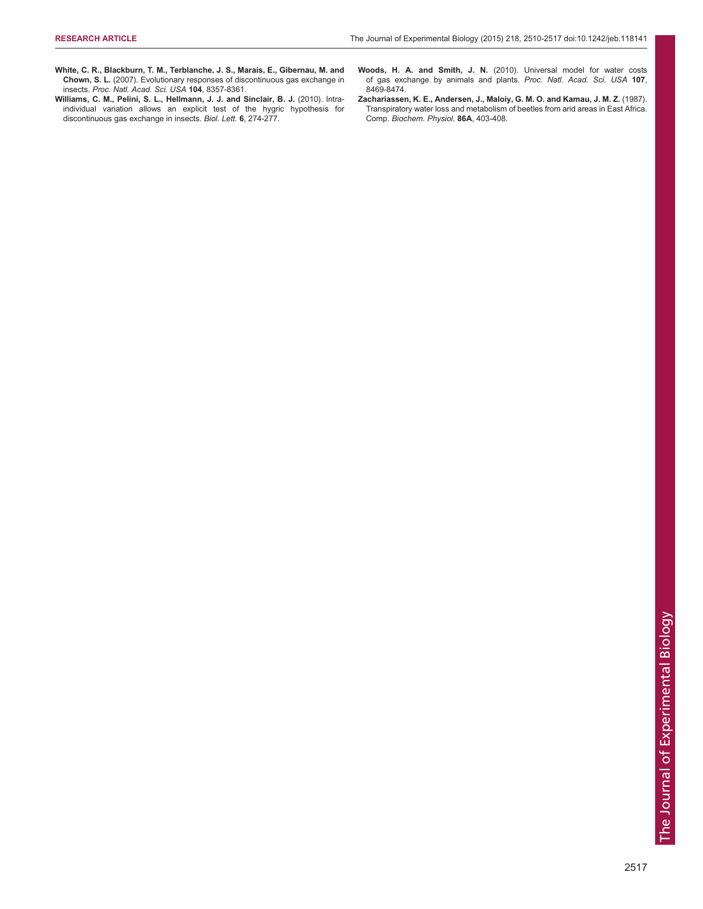**White, C. R., Blackburn, T. M., Terblanche, J. S., Marais, E., Gibernau, M. and Chown, S. L.** (2007). Evolutionary responses of discontinuous gas exchange in insects. *Proc. Natl. Acad. Sci. USA* **104**, 8357-8361.

**Williams, C. M., Pelini, S. L., Hellmann, J. J. and Sinclair, B. J.** (2010). Intra-individual variation allows an explicit test of the hygric hypothesis for discontinuous gas exchange in insects. *Biol. Lett.* **6**, 274-277.

**Woods, H. A. and Smith, J. N.** (2010). Universal model for water costs of gas exchange by animals and plants. *Proc. Natl. Acad. Sci. USA* **107**, 8469-8474.

**Zachariassen, K. E., Andersen, J., Maloiy, G. M. O. and Kamau, J. M. Z.** (1987). Transpiratory water loss and metabolism of beetles from arid areas in East Africa. Comp. *Biochem. Physiol.* **86A**, 403-408.